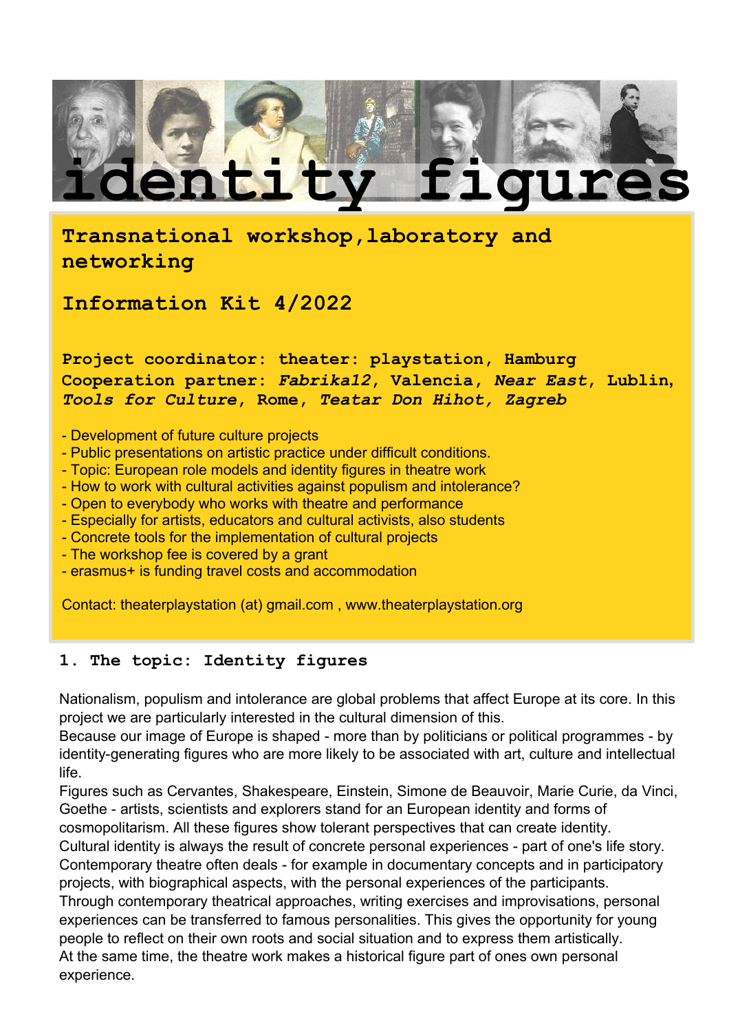# identity figures

## Transnational workshop, laboratory and networking

## Information Kit 4/2022

**Project coordinator: theater: playstation, Hamburg**
**Cooperation partner: *Fabrika12*, Valencia, *Near East*, Lublin, *Tools for Culture*, Rome, *Teatar Don Hihot, Zagreb***

- Development of future culture projects
- Public presentations on artistic practice under difficult conditions.
- Topic: European role models and identity figures in theatre work
- How to work with cultural activities against populism and intolerance?
- Open to everybody who works with theatre and performance
- Especially for artists, educators and cultural activists, also students
- Concrete tools for the implementation of cultural projects
- The workshop fee is covered by a grant
- erasmus+ is funding travel costs and accommodation

Contact: theaterplaystation (at) gmail.com , www.theaterplaystation.org

### 1. The topic: Identity figures

Nationalism, populism and intolerance are global problems that affect Europe at its core. In this project we are particularly interested in the cultural dimension of this.
Because our image of Europe is shaped - more than by politicians or political programmes - by identity-generating figures who are more likely to be associated with art, culture and intellectual life.
Figures such as Cervantes, Shakespeare, Einstein, Simone de Beauvoir, Marie Curie, da Vinci, Goethe - artists, scientists and explorers stand for an European identity and forms of cosmopolitarism. All these figures show tolerant perspectives that can create identity.
Cultural identity is always the result of concrete personal experiences - part of one's life story. Contemporary theatre often deals - for example in documentary concepts and in participatory projects, with biographical aspects, with the personal experiences of the participants.
Through contemporary theatrical approaches, writing exercises and improvisations, personal experiences can be transferred to famous personalities. This gives the opportunity for young people to reflect on their own roots and social situation and to express them artistically.
At the same time, the theatre work makes a historical figure part of ones own personal experience.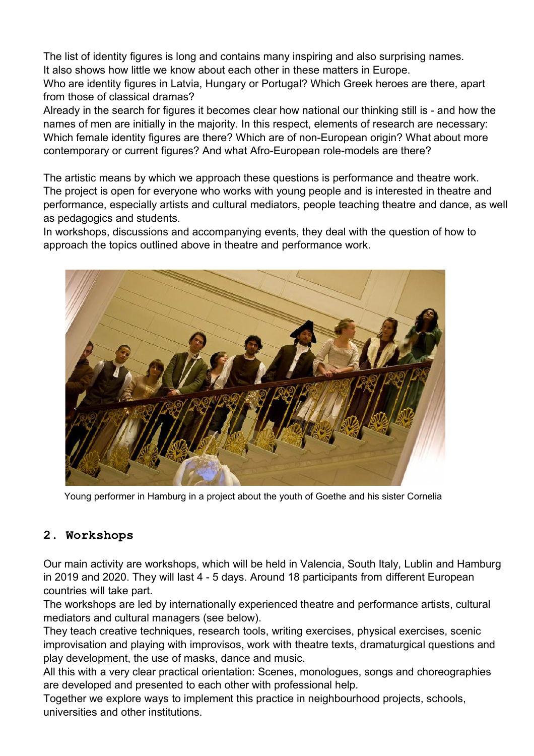The list of identity figures is long and contains many inspiring and also surprising names. It also shows how little we know about each other in these matters in Europe. Who are identity figures in Latvia, Hungary or Portugal? Which Greek heroes are there, apart from those of classical dramas?
Already in the search for figures it becomes clear how national our thinking still is - and how the names of men are initially in the majority. In this respect, elements of research are necessary: Which female identity figures are there? Which are of non-European origin? What about more contemporary or current figures? And what Afro-European role-models are there?

The artistic means by which we approach these questions is performance and theatre work. The project is open for everyone who works with young people and is interested in theatre and performance, especially artists and cultural mediators, people teaching theatre and dance, as well as pedagogics and students.
In workshops, discussions and accompanying events, they deal with the question of how to approach the topics outlined above in theatre and performance work.

Young performer in Hamburg in a project about the youth of Goethe and his sister Cornelia

## 2. Workshops

Our main activity are workshops, which will be held in Valencia, South Italy, Lublin and Hamburg in 2019 and 2020. They will last 4 - 5 days. Around 18 participants from different European countries will take part.
The workshops are led by internationally experienced theatre and performance artists, cultural mediators and cultural managers (see below).
They teach creative techniques, research tools, writing exercises, physical exercises, scenic improvisation and playing with improvisos, work with theatre texts, dramaturgical questions and play development, the use of masks, dance and music.
All this with a very clear practical orientation: Scenes, monologues, songs and choreographies are developed and presented to each other with professional help.
Together we explore ways to implement this practice in neighbourhood projects, schools, universities and other institutions.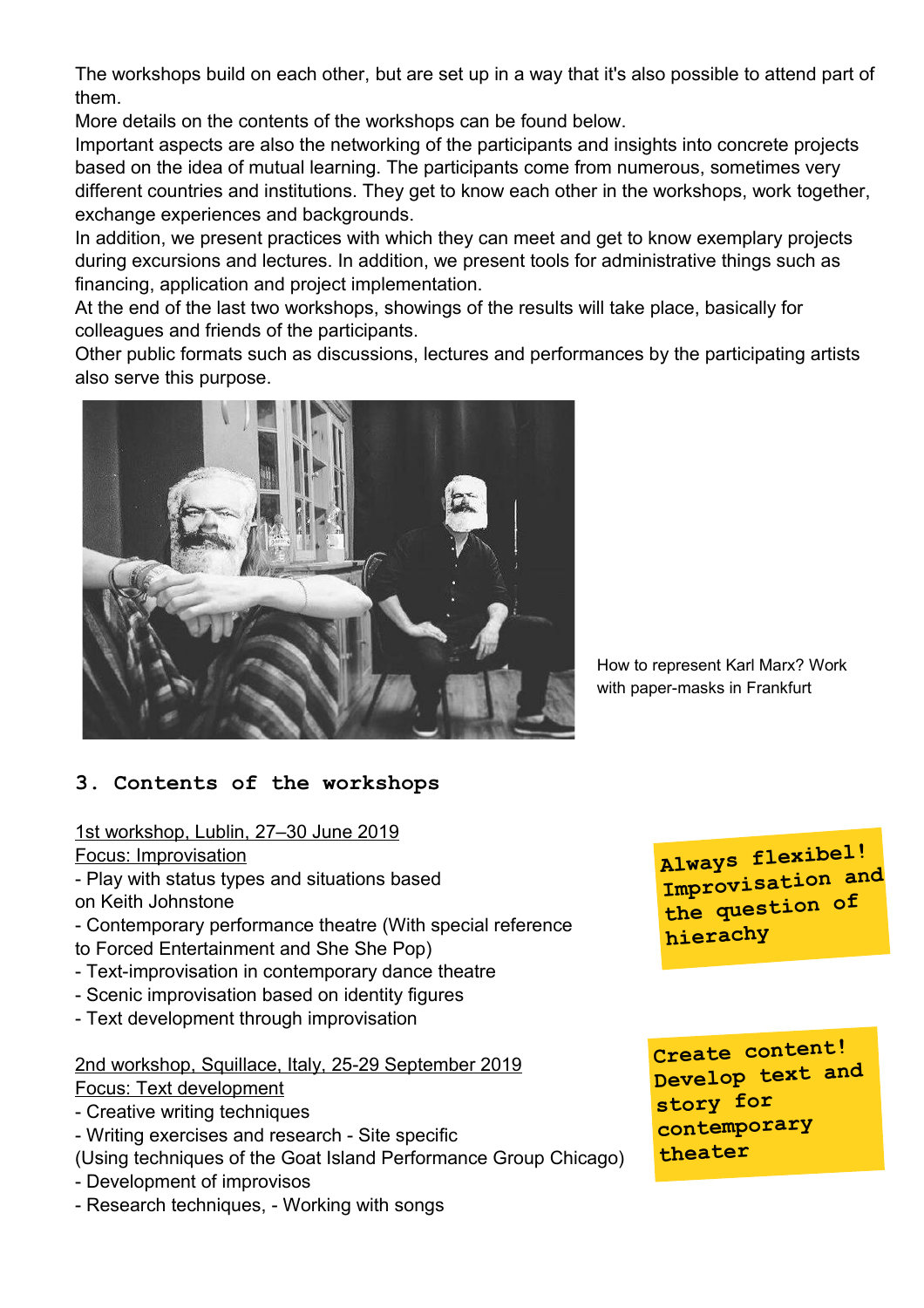The workshops build on each other, but are set up in a way that it's also possible to attend part of them.
More details on the contents of the workshops can be found below.
Important aspects are also the networking of the participants and insights into concrete projects based on the idea of mutual learning. The participants come from numerous, sometimes very different countries and institutions. They get to know each other in the workshops, work together, exchange experiences and backgrounds.
In addition, we present practices with which they can meet and get to know exemplary projects during excursions and lectures. In addition, we present tools for administrative things such as financing, application and project implementation.
At the end of the last two workshops, showings of the results will take place, basically for colleagues and friends of the participants.
Other public formats such as discussions, lectures and performances by the participating artists also serve this purpose.

How to represent Karl Marx? Work with paper-masks in Frankfurt

## 3. Contents of the workshops

<u>1st workshop, Lublin, 27–30 June 2019</u>
<u>Focus: Improvisation</u>
- Play with status types and situations based on Keith Johnstone
- Contemporary performance theatre (With special reference to Forced Entertainment and She She Pop)
- Text-improvisation in contemporary dance theatre
- Scenic improvisation based on identity figures
- Text development through improvisation

**Always flexibel! Improvisation and the question of hierachy**

<u>2nd workshop, Squillace, Italy, 25-29 September 2019</u>
<u>Focus: Text development</u>
- Creative writing techniques
- Writing exercises and research - Site specific
(Using techniques of the Goat Island Performance Group Chicago)
- Development of improvisos
- Research techniques, - Working with songs

**Create content! Develop text and story for contemporary theater**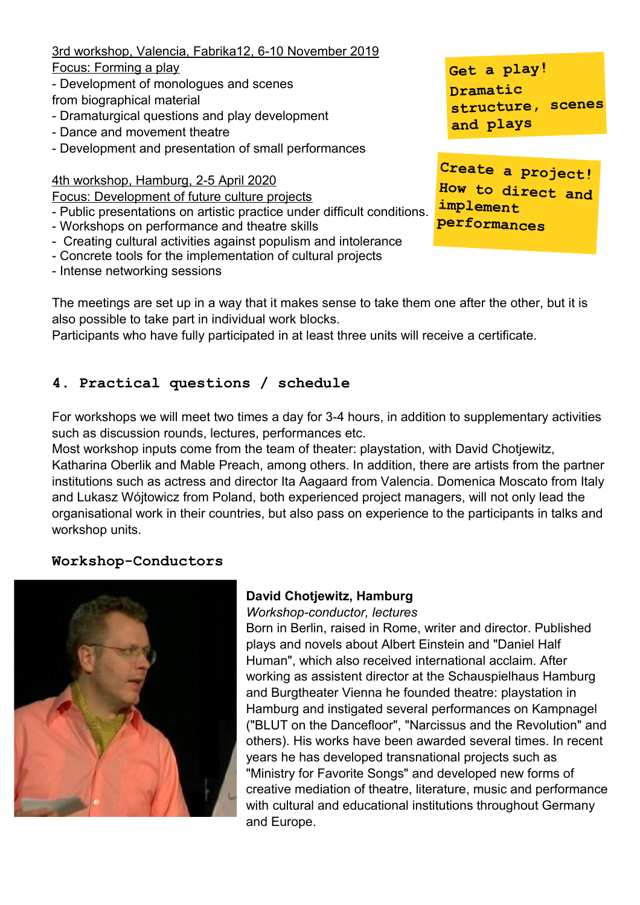3rd workshop, Valencia, Fabrika12, 6-10 November 2019
Focus: Forming a play
- Development of monologues and scenes from biographical material
- Dramaturgical questions and play development
- Dance and movement theatre
- Development and presentation of small performances

**Get a play! Dramatic structure, scenes and plays**

4th workshop, Hamburg, 2-5 April 2020
Focus: Development of future culture projects
- Public presentations on artistic practice under difficult conditions.
- Workshops on performance and theatre skills
- Creating cultural activities against populism and intolerance
- Concrete tools for the implementation of cultural projects
- Intense networking sessions

**Create a project! How to direct and implement performances**

The meetings are set up in a way that it makes sense to take them one after the other, but it is also possible to take part in individual work blocks.
Participants who have fully participated in at least three units will receive a certificate.

## 4. Practical questions / schedule

For workshops we will meet two times a day for 3-4 hours, in addition to supplementary activities such as discussion rounds, lectures, performances etc.
Most workshop inputs come from the team of theater: playstation, with David Chotjewitz, Katharina Oberlik and Mable Preach, among others. In addition, there are artists from the partner institutions such as actress and director Ita Aagaard from Valencia. Domenica Moscato from Italy and Lukasz Wójtowicz from Poland, both experienced project managers, will not only lead the organisational work in their countries, but also pass on experience to the participants in talks and workshop units.

### Workshop-Conductors

**David Chotjewitz, Hamburg**
*Workshop-conductor, lectures*
Born in Berlin, raised in Rome, writer and director. Published plays and novels about Albert Einstein and "Daniel Half Human", which also received international acclaim. After working as assistent director at the Schauspielhaus Hamburg and Burgtheater Vienna he founded theatre: playstation in Hamburg and instigated several performances on Kampnagel ("BLUT on the Dancefloor", "Narcissus and the Revolution" and others). His works have been awarded several times. In recent years he has developed transnational projects such as "Ministry for Favorite Songs" and developed new forms of creative mediation of theatre, literature, music and performance with cultural and educational institutions throughout Germany and Europe.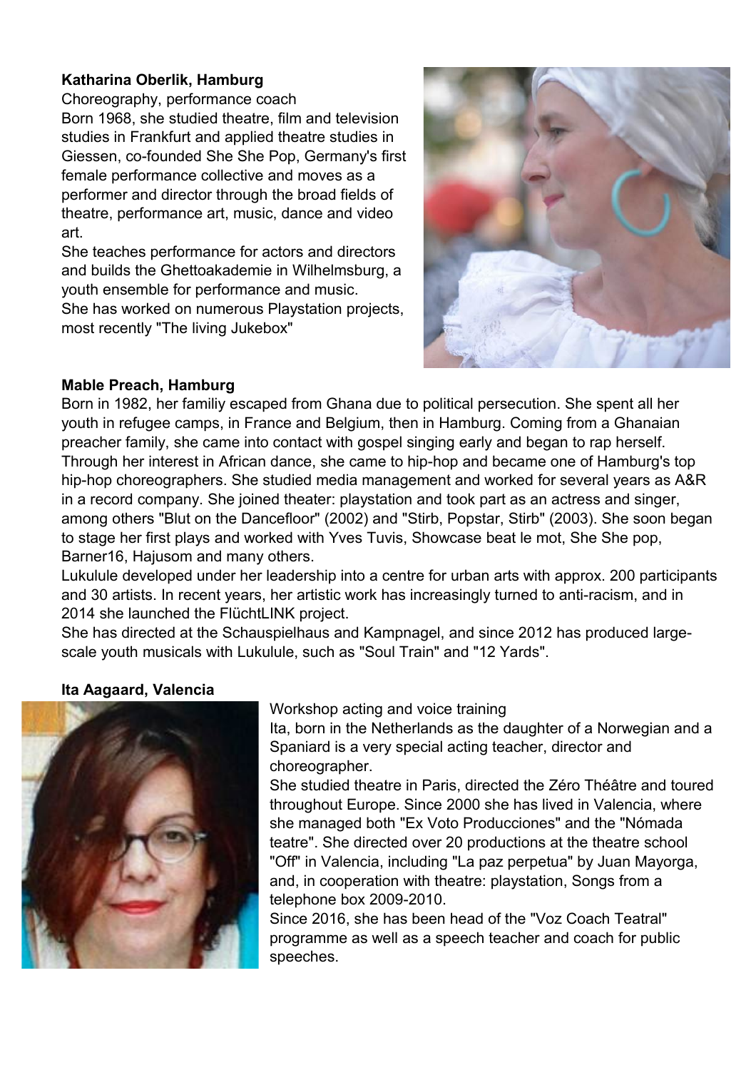**Katharina Oberlik, Hamburg**

Choreography, performance coach

Born 1968, she studied theatre, film and television studies in Frankfurt and applied theatre studies in Giessen, co-founded She She Pop, Germany's first female performance collective and moves as a performer and director through the broad fields of theatre, performance art, music, dance and video art.

She teaches performance for actors and directors and builds the Ghettoakademie in Wilhelmsburg, a youth ensemble for performance and music.

She has worked on numerous Playstation projects, most recently "The living Jukebox"

**Mable Preach, Hamburg**

Born in 1982, her familiy escaped from Ghana due to political persecution. She spent all her youth in refugee camps, in France and Belgium, then in Hamburg. Coming from a Ghanaian preacher family, she came into contact with gospel singing early and began to rap herself. Through her interest in African dance, she came to hip-hop and became one of Hamburg's top hip-hop choreographers. She studied media management and worked for several years as A&R in a record company. She joined theater: playstation and took part as an actress and singer, among others "Blut on the Dancefloor" (2002) and "Stirb, Popstar, Stirb" (2003). She soon began to stage her first plays and worked with Yves Tuvis, Showcase beat le mot, She She pop, Barner16, Hajusom and many others.

Lukulule developed under her leadership into a centre for urban arts with approx. 200 participants and 30 artists. In recent years, her artistic work has increasingly turned to anti-racism, and in 2014 she launched the FlüchtLINK project.

She has directed at the Schauspielhaus and Kampnagel, and since 2012 has produced large-scale youth musicals with Lukulule, such as "Soul Train" and "12 Yards".

**Ita Aagaard, Valencia**

Workshop acting and voice training

Ita, born in the Netherlands as the daughter of a Norwegian and a Spaniard is a very special acting teacher, director and choreographer.

She studied theatre in Paris, directed the Zéro Théâtre and toured throughout Europe. Since 2000 she has lived in Valencia, where she managed both "Ex Voto Producciones" and the "Nómada teatre". She directed over 20 productions at the theatre school "Off" in Valencia, including "La paz perpetua" by Juan Mayorga, and, in cooperation with theatre: playstation, Songs from a telephone box 2009-2010.

Since 2016, she has been head of the "Voz Coach Teatral" programme as well as a speech teacher and coach for public speeches.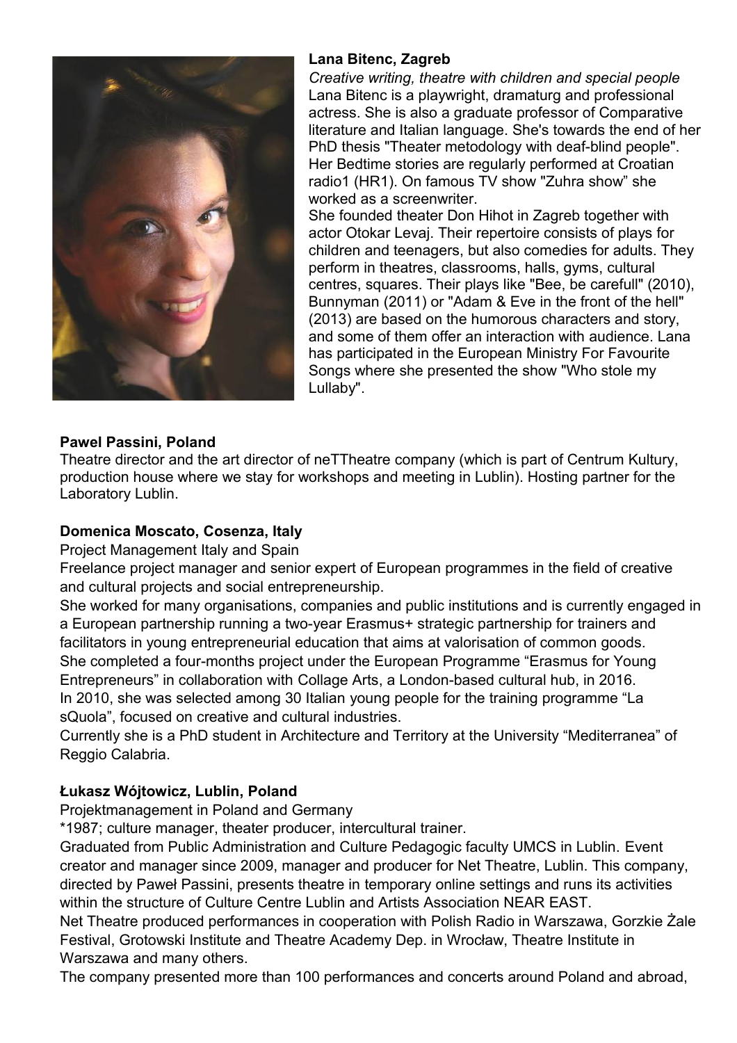**Lana Bitenc, Zagreb**

*Creative writing, theatre with children and special people*

Lana Bitenc is a playwright, dramaturg and professional actress. She is also a graduate professor of Comparative literature and Italian language. She's towards the end of her PhD thesis "Theater metodology with deaf-blind people". Her Bedtime stories are regularly performed at Croatian radio1 (HR1). On famous TV show "Zuhra show" she worked as a screenwriter.

She founded theater Don Hihot in Zagreb together with actor Otokar Levaj. Their repertoire consists of plays for children and teenagers, but also comedies for adults. They perform in theatres, classrooms, halls, gyms, cultural centres, squares. Their plays like "Bee, be carefull" (2010), Bunnyman (2011) or "Adam & Eve in the front of the hell" (2013) are based on the humorous characters and story, and some of them offer an interaction with audience. Lana has participated in the European Ministry For Favourite Songs where she presented the show "Who stole my Lullaby".

**Pawel Passini, Poland**

Theatre director and the art director of neTTheatre company (which is part of Centrum Kultury, production house where we stay for workshops and meeting in Lublin). Hosting partner for the Laboratory Lublin.

**Domenica Moscato, Cosenza, Italy**

Project Management Italy and Spain

Freelance project manager and senior expert of European programmes in the field of creative and cultural projects and social entrepreneurship.

She worked for many organisations, companies and public institutions and is currently engaged in a European partnership running a two-year Erasmus+ strategic partnership for trainers and facilitators in young entrepreneurial education that aims at valorisation of common goods.

She completed a four-months project under the European Programme "Erasmus for Young Entrepreneurs" in collaboration with Collage Arts, a London-based cultural hub, in 2016.

In 2010, she was selected among 30 Italian young people for the training programme "La sQuola", focused on creative and cultural industries.

Currently she is a PhD student in Architecture and Territory at the University "Mediterranea" of Reggio Calabria.

**Łukasz Wójtowicz, Lublin, Poland**

Projektmanagement in Poland and Germany

*1987; culture manager, theater producer, intercultural trainer.

Graduated from Public Administration and Culture Pedagogic faculty UMCS in Lublin. Event creator and manager since 2009, manager and producer for Net Theatre, Lublin. This company, directed by Paweł Passini, presents theatre in temporary online settings and runs its activities within the structure of Culture Centre Lublin and Artists Association NEAR EAST.

Net Theatre produced performances in cooperation with Polish Radio in Warszawa, Gorzkie Żale Festival, Grotowski Institute and Theatre Academy Dep. in Wrocław, Theatre Institute in Warszawa and many others.

The company presented more than 100 performances and concerts around Poland and abroad,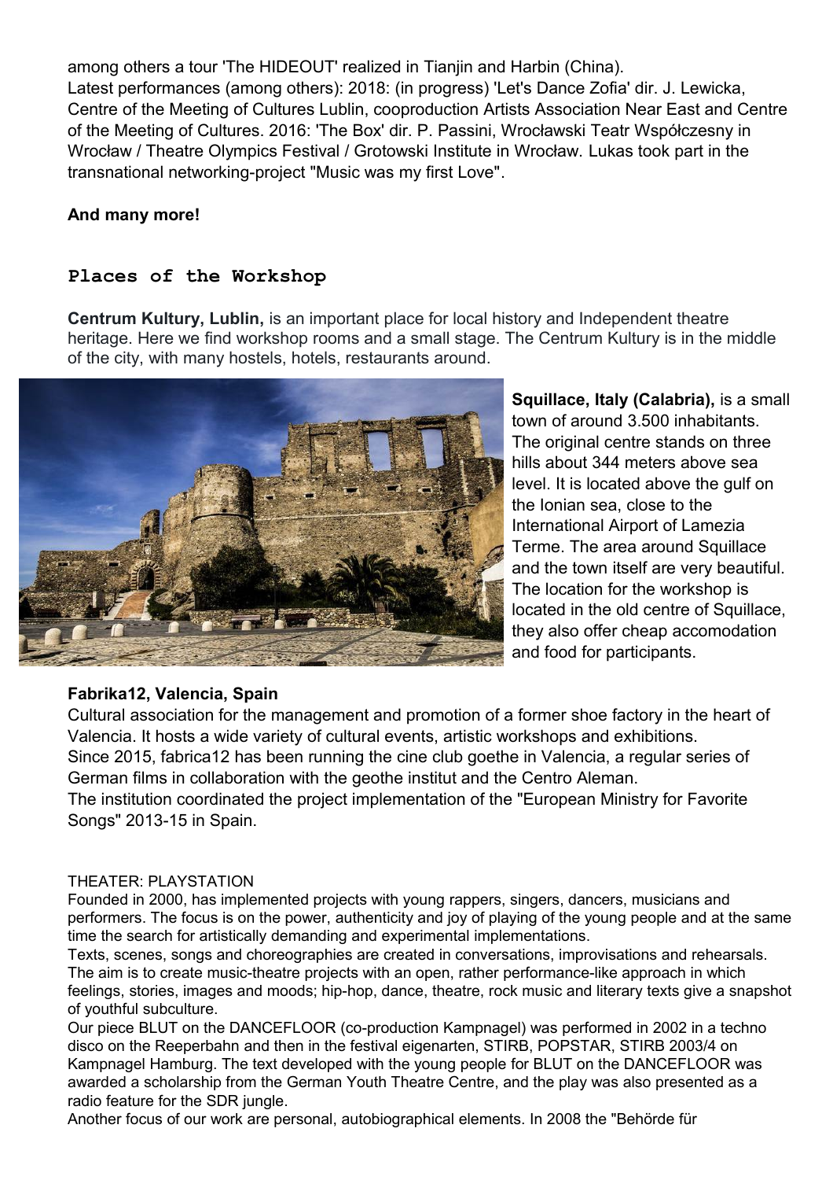among others a tour 'The HIDEOUT' realized in Tianjin and Harbin (China).
Latest performances (among others): 2018: (in progress) 'Let's Dance Zofia' dir. J. Lewicka, Centre of the Meeting of Cultures Lublin, cooproduction Artists Association Near East and Centre of the Meeting of Cultures. 2016: 'The Box' dir. P. Passini, Wrocławski Teatr Współczesny in Wrocław / Theatre Olympics Festival / Grotowski Institute in Wrocław. Lukas took part in the transnational networking-project "Music was my first Love".

**And many more!**

## Places of the Workshop

**Centrum Kultury, Lublin,** is an important place for local history and Independent theatre heritage. Here we find workshop rooms and a small stage. The Centrum Kultury is in the middle of the city, with many hostels, hotels, restaurants around.

**Squillace, Italy (Calabria),** is a small town of around 3.500 inhabitants. The original centre stands on three hills about 344 meters above sea level. It is located above the gulf on the Ionian sea, close to the International Airport of Lamezia Terme. The area around Squillace and the town itself are very beautiful. The location for the workshop is located in the old centre of Squillace, they also offer cheap accomodation and food for participants.

**Fabrika12, Valencia, Spain**

Cultural association for the management and promotion of a former shoe factory in the heart of Valencia. It hosts a wide variety of cultural events, artistic workshops and exhibitions.
Since 2015, fabrica12 has been running the cine club goethe in Valencia, a regular series of German films in collaboration with the geothe institut and the Centro Aleman.
The institution coordinated the project implementation of the "European Ministry for Favorite Songs" 2013-15 in Spain.

THEATER: PLAYSTATION

Founded in 2000, has implemented projects with young rappers, singers, dancers, musicians and performers. The focus is on the power, authenticity and joy of playing of the young people and at the same time the search for artistically demanding and experimental implementations.
Texts, scenes, songs and choreographies are created in conversations, improvisations and rehearsals. The aim is to create music-theatre projects with an open, rather performance-like approach in which feelings, stories, images and moods; hip-hop, dance, theatre, rock music and literary texts give a snapshot of youthful subculture.
Our piece BLUT on the DANCEFLOOR (co-production Kampnagel) was performed in 2002 in a techno disco on the Reeperbahn and then in the festival eigenarten, STIRB, POPSTAR, STIRB 2003/4 on Kampnagel Hamburg. The text developed with the young people for BLUT on the DANCEFLOOR was awarded a scholarship from the German Youth Theatre Centre, and the play was also presented as a radio feature for the SDR jungle.
Another focus of our work are personal, autobiographical elements. In 2008 the "Behörde für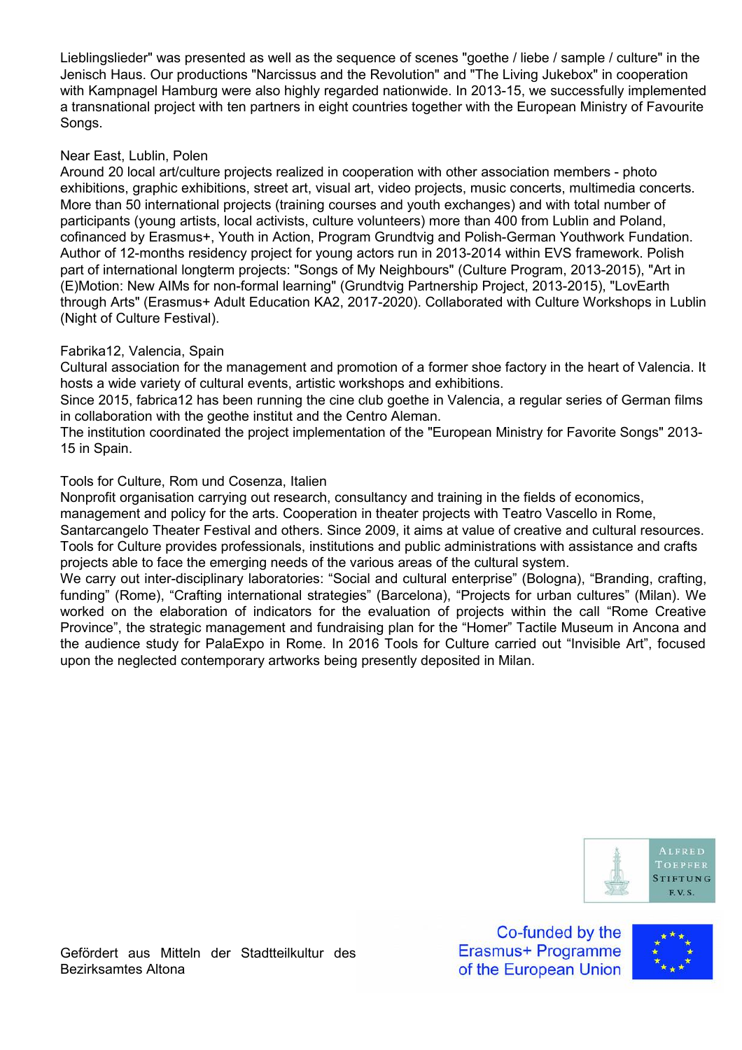Lieblingslieder" was presented as well as the sequence of scenes "goethe / liebe / sample / culture" in the Jenisch Haus. Our productions "Narcissus and the Revolution" and "The Living Jukebox" in cooperation with Kampnagel Hamburg were also highly regarded nationwide. In 2013-15, we successfully implemented a transnational project with ten partners in eight countries together with the European Ministry of Favourite Songs.

Near East, Lublin, Polen
Around 20 local art/culture projects realized in cooperation with other association members - photo exhibitions, graphic exhibitions, street art, visual art, video projects, music concerts, multimedia concerts. More than 50 international projects (training courses and youth exchanges) and with total number of participants (young artists, local activists, culture volunteers) more than 400 from Lublin and Poland, cofinanced by Erasmus+, Youth in Action, Program Grundtvig and Polish-German Youthwork Fundation. Author of 12-months residency project for young actors run in 2013-2014 within EVS framework. Polish part of international longterm projects: "Songs of My Neighbours" (Culture Program, 2013-2015), "Art in (E)Motion: New AIMs for non-formal learning" (Grundtvig Partnership Project, 2013-2015), "LovEarth through Arts" (Erasmus+ Adult Education KA2, 2017-2020). Collaborated with Culture Workshops in Lublin (Night of Culture Festival).

Fabrika12, Valencia, Spain
Cultural association for the management and promotion of a former shoe factory in the heart of Valencia. It hosts a wide variety of cultural events, artistic workshops and exhibitions.
Since 2015, fabrica12 has been running the cine club goethe in Valencia, a regular series of German films in collaboration with the geothe institut and the Centro Aleman.
The institution coordinated the project implementation of the "European Ministry for Favorite Songs" 2013-15 in Spain.

Tools for Culture, Rom und Cosenza, Italien
Nonprofit organisation carrying out research, consultancy and training in the fields of economics, management and policy for the arts. Cooperation in theater projects with Teatro Vascello in Rome, Santarcangelo Theater Festival and others. Since 2009, it aims at value of creative and cultural resources. Tools for Culture provides professionals, institutions and public administrations with assistance and crafts projects able to face the emerging needs of the various areas of the cultural system.
We carry out inter-disciplinary laboratories: “Social and cultural enterprise” (Bologna), “Branding, crafting, funding” (Rome), “Crafting international strategies” (Barcelona), “Projects for urban cultures” (Milan). We worked on the elaboration of indicators for the evaluation of projects within the call “Rome Creative Province”, the strategic management and fundraising plan for the “Homer” Tactile Museum in Ancona and the audience study for PalaExpo in Rome. In 2016 Tools for Culture carried out “Invisible Art”, focused upon the neglected contemporary artworks being presently deposited in Milan.

Alfred Toepfer Stiftung F.V.S.

Gefördert aus Mitteln der Stadtteilkultur des Bezirksamtes Altona

Co-funded by the Erasmus+ Programme of the European Union